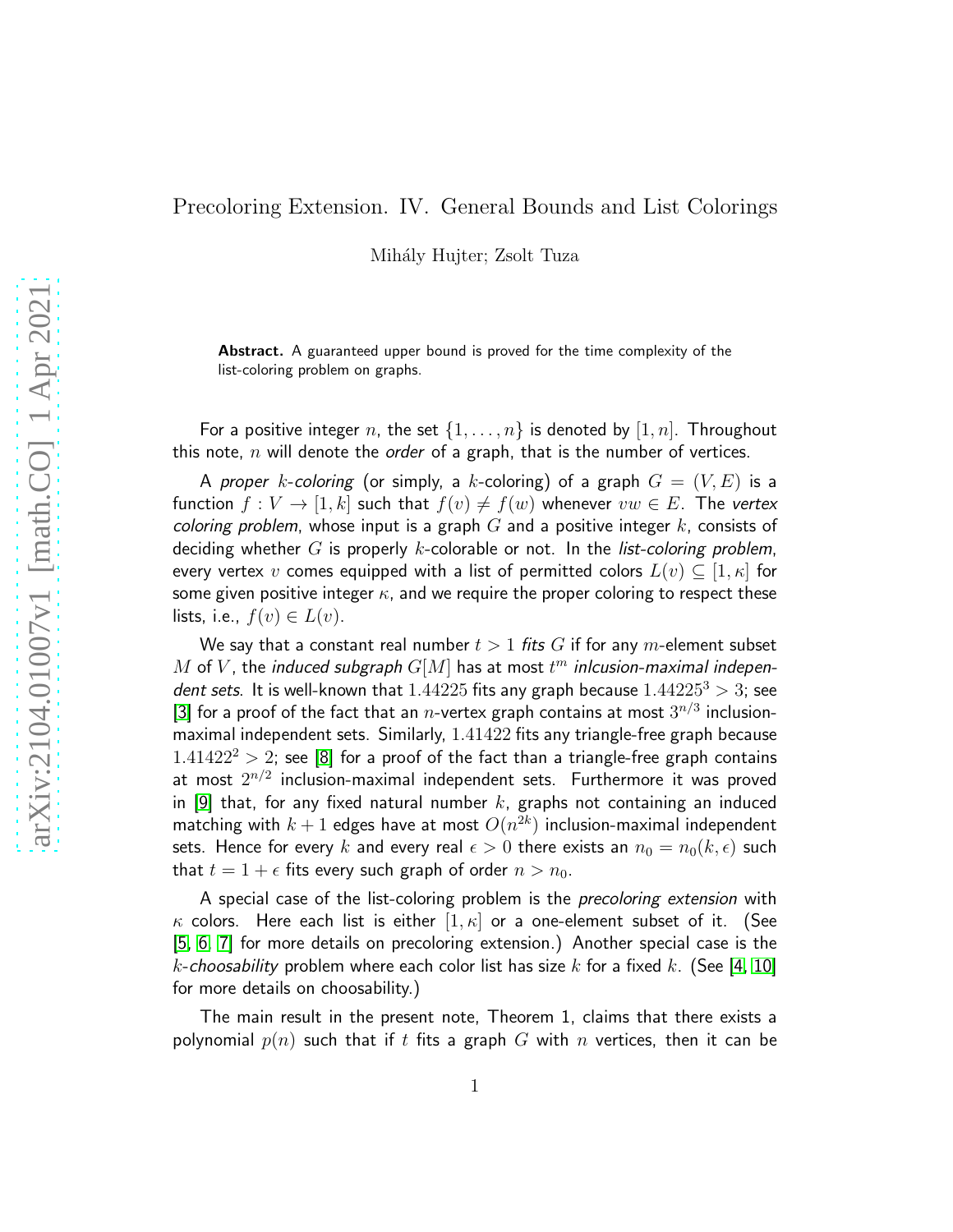# Precoloring Extension. IV. General Bounds and List Colorings

Mihály Hujter; Zsolt Tuza

**Abstract.** A guaranteed upper bound is proved for the time complexity of the list-coloring problem on graphs.

For a positive integer $n$, the set $\{1, \dots, n\}$ is denoted by $[1, n]$. Throughout this note, $n$ will denote the *order* of a graph, that is the number of vertices.

A *proper $k$-coloring* (or simply, a $k$-coloring) of a graph $G = (V, E)$ is a function $f : V \to [1, k]$ such that $f(v) \neq f(w)$ whenever $vw \in E$. The *vertex coloring problem*, whose input is a graph $G$ and a positive integer $k$, consists of deciding whether $G$ is properly $k$-colorable or not. In the *list-coloring problem*, every vertex $v$ comes equipped with a list of permitted colors $L(v) \subseteq [1, \kappa]$ for some given positive integer $\kappa$, and we require the proper coloring to respect these lists, i.e., $f(v) \in L(v)$.

We say that a constant real number $t > 1$ *fits* $G$ if for any $m$-element subset $M$ of $V$, the *induced subgraph* $G[M]$ has at most $t^m$ *inlcusion-maximal independent sets*. It is well-known that $1.44225$ fits any graph because $1.44225^3 > 3$; see [3] for a proof of the fact that an $n$-vertex graph contains at most $3^{n/3}$ inclusion-maximal independent sets. Similarly, $1.41422$ fits any triangle-free graph because $1.41422^2 > 2$; see [8] for a proof of the fact than a triangle-free graph contains at most $2^{n/2}$ inclusion-maximal independent sets. Furthermore it was proved in [9] that, for any fixed natural number $k$, graphs not containing an induced matching with $k+1$ edges have at most $O(n^{2k})$ inclusion-maximal independent sets. Hence for every $k$ and every real $\epsilon > 0$ there exists an $n_0 = n_0(k, \epsilon)$ such that $t = 1 + \epsilon$ fits every such graph of order $n > n_0$.

A special case of the list-coloring problem is the *precoloring extension* with $\kappa$ colors. Here each list is either $[1, \kappa]$ or a one-element subset of it. (See [5, 6, 7] for more details on precoloring extension.) Another special case is the *$k$-choosability* problem where each color list has size $k$ for a fixed $k$. (See [4, 10] for more details on choosability.)

The main result in the present note, Theorem 1, claims that there exists a polynomial $p(n)$ such that if $t$ fits a graph $G$ with $n$ vertices, then it can be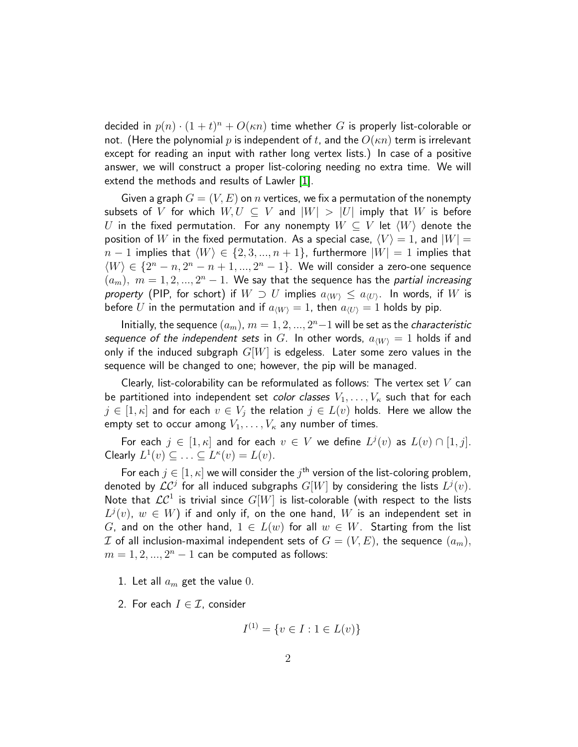decided in $p(n) \cdot (1+t)^n + O(\kappa n)$ time whether $G$ is properly list-colorable or not. (Here the polynomial $p$ is independent of $t$, and the $O(\kappa n)$ term is irrelevant except for reading an input with rather long vertex lists.) In case of a positive answer, we will construct a proper list-coloring needing no extra time. We will extend the methods and results of Lawler [1].

Given a graph $G = (V, E)$ on $n$ vertices, we fix a permutation of the nonempty subsets of $V$ for which $W, U \subseteq V$ and $|W| > |U|$ imply that $W$ is before $U$ in the fixed permutation. For any nonempty $W \subseteq V$ let $\langle W \rangle$ denote the position of $W$ in the fixed permutation. As a special case, $\langle V \rangle = 1$, and $|W| = n-1$ implies that $\langle W \rangle \in \{2, 3, ..., n+1\}$, furthermore $|W| = 1$ implies that $\langle W \rangle \in \{2^n - n, 2^n - n + 1, ..., 2^n - 1\}$. We will consider a zero-one sequence $(a_m),\ m = 1, 2, ..., 2^n - 1$. We say that the sequence has the *partial increasing property* (PIP, for schort) if $W \supset U$ implies $a_{\langle W \rangle} \le a_{\langle U \rangle}$. In words, if $W$ is before $U$ in the permutation and if $a_{\langle W \rangle} = 1$, then $a_{\langle U \rangle} = 1$ holds by pip.

Initially, the sequence $(a_m)$, $m = 1, 2, ..., 2^n - 1$ will be set as the *characteristic sequence of the independent sets* in $G$. In other words, $a_{\langle W \rangle} = 1$ holds if and only if the induced subgraph $G[W]$ is edgeless. Later some zero values in the sequence will be changed to one; however, the pip will be managed.

Clearly, list-colorability can be reformulated as follows: The vertex set $V$ can be partitioned into independent set *color classes* $V_1, \ldots, V_\kappa$ such that for each $j \in [1, \kappa]$ and for each $v \in V_j$ the relation $j \in L(v)$ holds. Here we allow the empty set to occur among $V_1, \ldots, V_\kappa$ any number of times.

For each $j \in [1, \kappa]$ and for each $v \in V$ we define $L^j(v)$ as $L(v) \cap [1, j]$. Clearly $L^1(v) \subseteq \ldots \subseteq L^\kappa(v) = L(v)$.

For each $j \in [1, \kappa]$ we will consider the $j^{\text{th}}$ version of the list-coloring problem, denoted by $\mathcal{LC}^j$ for all induced subgraphs $G[W]$ by considering the lists $L^j(v)$. Note that $\mathcal{LC}^1$ is trivial since $G[W]$ is list-colorable (with respect to the lists $L^j(v),\ w \in W$) if and only if, on the one hand, $W$ is an independent set in $G$, and on the other hand, $1 \in L(w)$ for all $w \in W$. Starting from the list $\mathcal{I}$ of all inclusion-maximal independent sets of $G = (V, E)$, the sequence $(a_m)$, $m = 1, 2, ..., 2^n - 1$ can be computed as follows:

1. Let all $a_m$ get the value $0$.
2. For each $I \in \mathcal{I}$, consider

$$I^{(1)} = \{v \in I : 1 \in L(v)\}$$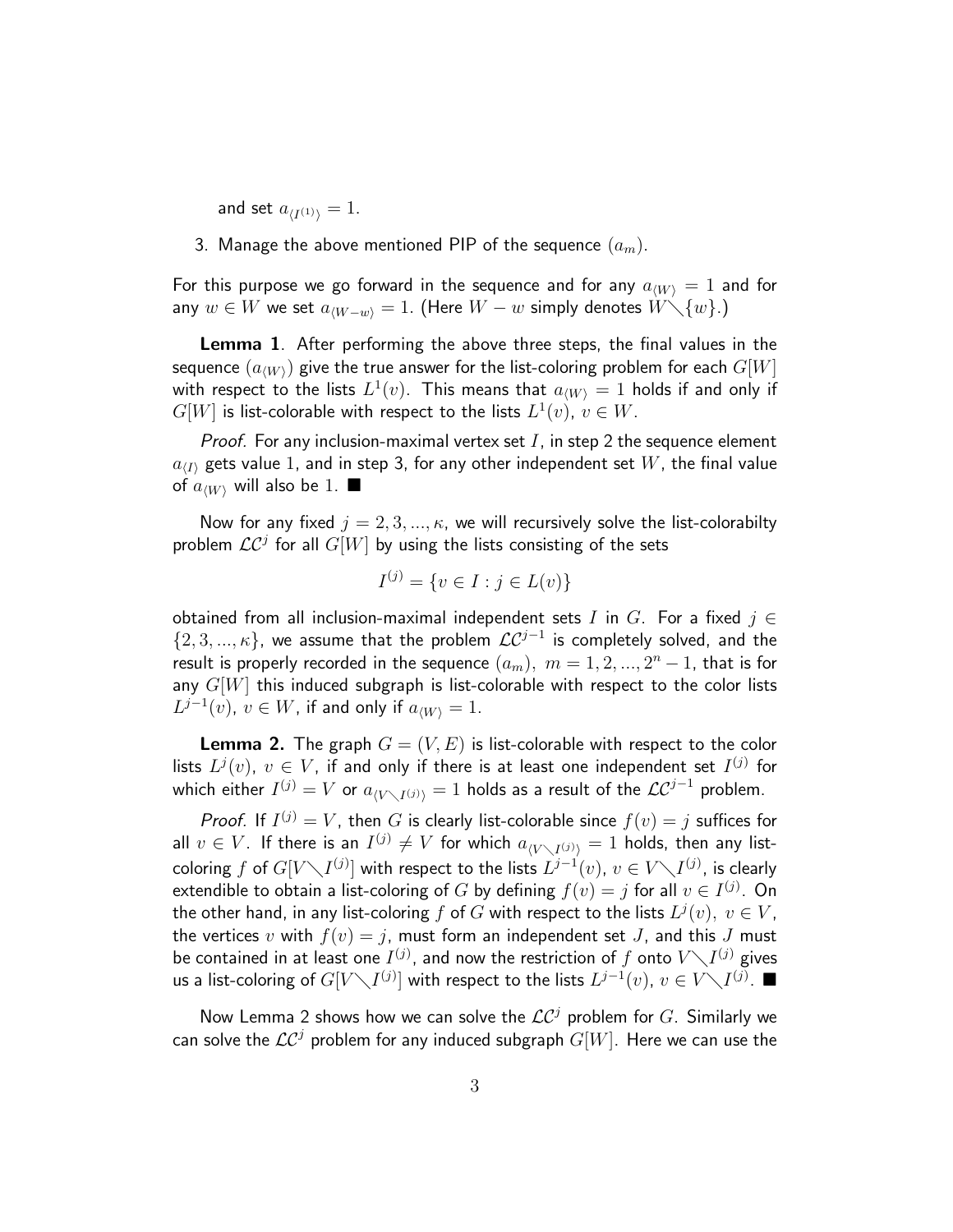and set $a_{\langle I^{(1)}\rangle} = 1$.

3. Manage the above mentioned PIP of the sequence $(a_m)$.

For this purpose we go forward in the sequence and for any $a_{\langle W\rangle} = 1$ and for any $w \in W$ we set $a_{\langle W-w\rangle} = 1$. (Here $W - w$ simply denotes $W \setminus \{w\}$.)

**Lemma 1**. After performing the above three steps, the final values in the sequence $(a_{\langle W\rangle})$ give the true answer for the list-coloring problem for each $G[W]$ with respect to the lists $L^1(v)$. This means that $a_{\langle W\rangle} = 1$ holds if and only if $G[W]$ is list-colorable with respect to the lists $L^1(v)$, $v \in W$.

*Proof.* For any inclusion-maximal vertex set $I$, in step 2 the sequence element $a_{\langle I\rangle}$ gets value 1, and in step 3, for any other independent set $W$, the final value of $a_{\langle W\rangle}$ will also be 1. ■

Now for any fixed $j = 2, 3, ..., \kappa$, we will recursively solve the list-colorabilty problem $\mathcal{LC}^j$ for all $G[W]$ by using the lists consisting of the sets

$$I^{(j)} = \{v \in I : j \in L(v)\}$$

obtained from all inclusion-maximal independent sets $I$ in $G$. For a fixed $j \in \{2, 3, ..., \kappa\}$, we assume that the problem $\mathcal{LC}^{j-1}$ is completely solved, and the result is properly recorded in the sequence $(a_m)$, $m = 1, 2, ..., 2^n - 1$, that is for any $G[W]$ this induced subgraph is list-colorable with respect to the color lists $L^{j-1}(v)$, $v \in W$, if and only if $a_{\langle W\rangle} = 1$.

**Lemma 2.** The graph $G = (V, E)$ is list-colorable with respect to the color lists $L^j(v)$, $v \in V$, if and only if there is at least one independent set $I^{(j)}$ for which either $I^{(j)} = V$ or $a_{\langle V \setminus I^{(j)}\rangle} = 1$ holds as a result of the $\mathcal{LC}^{j-1}$ problem.

*Proof.* If $I^{(j)} = V$, then $G$ is clearly list-colorable since $f(v) = j$ suffices for all $v \in V$. If there is an $I^{(j)} \neq V$ for which $a_{\langle V \setminus I^{(j)}\rangle} = 1$ holds, then any list-coloring $f$ of $G[V \setminus I^{(j)}]$ with respect to the lists $L^{j-1}(v)$, $v \in V \setminus I^{(j)}$, is clearly extendible to obtain a list-coloring of $G$ by defining $f(v) = j$ for all $v \in I^{(j)}$. On the other hand, in any list-coloring $f$ of $G$ with respect to the lists $L^j(v)$, $v \in V$, the vertices $v$ with $f(v) = j$, must form an independent set $J$, and this $J$ must be contained in at least one $I^{(j)}$, and now the restriction of $f$ onto $V \setminus I^{(j)}$ gives us a list-coloring of $G[V \setminus I^{(j)}]$ with respect to the lists $L^{j-1}(v)$, $v \in V \setminus I^{(j)}$. ■

Now Lemma 2 shows how we can solve the $\mathcal{LC}^j$ problem for $G$. Similarly we can solve the $\mathcal{LC}^j$ problem for any induced subgraph $G[W]$. Here we can use the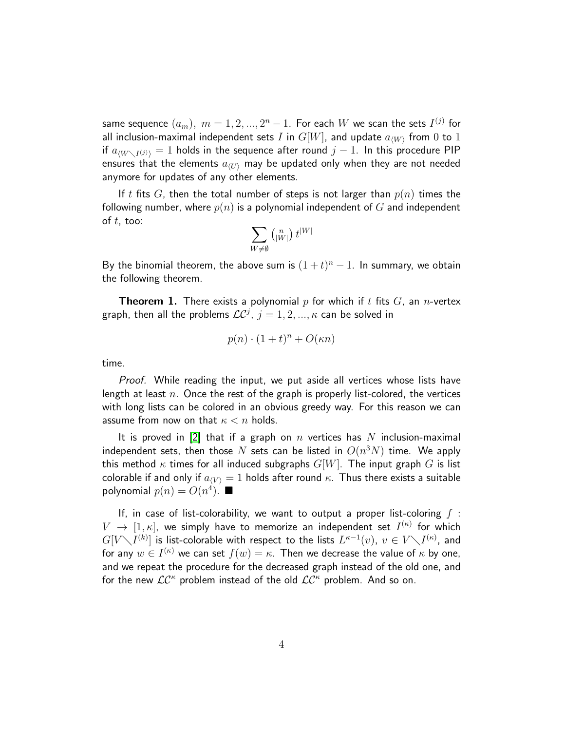same sequence $(a_m)$, $m = 1, 2, ..., 2^n - 1$. For each $W$ we scan the sets $I^{(j)}$ for all inclusion-maximal independent sets $I$ in $G[W]$, and update $a_{\langle W \rangle}$ from 0 to 1 if $a_{\langle W \setminus I^{(j)} \rangle} = 1$ holds in the sequence after round $j - 1$. In this procedure PIP ensures that the elements $a_{\langle U \rangle}$ may be updated only when they are not needed anymore for updates of any other elements.

If $t$ fits $G$, then the total number of steps is not larger than $p(n)$ times the following number, where $p(n)$ is a polynomial independent of $G$ and independent of $t$, too:

$$\sum_{W \neq \emptyset} \binom{n}{|W|} t^{|W|}$$

By the binomial theorem, the above sum is $(1+t)^n - 1$. In summary, we obtain the following theorem.

**Theorem 1.** There exists a polynomial $p$ for which if $t$ fits $G$, an $n$-vertex graph, then all the problems $\mathcal{LC}^j$, $j = 1, 2, ..., \kappa$ can be solved in

$$p(n) \cdot (1+t)^n + O(\kappa n)$$

time.

*Proof.* While reading the input, we put aside all vertices whose lists have length at least $n$. Once the rest of the graph is properly list-colored, the vertices with long lists can be colored in an obvious greedy way. For this reason we can assume from now on that $\kappa < n$ holds.

It is proved in [2] that if a graph on $n$ vertices has $N$ inclusion-maximal independent sets, then those $N$ sets can be listed in $O(n^3 N)$ time. We apply this method $\kappa$ times for all induced subgraphs $G[W]$. The input graph $G$ is list colorable if and only if $a_{\langle V \rangle} = 1$ holds after round $\kappa$. Thus there exists a suitable polynomial $p(n) = O(n^4)$. ■

If, in case of list-colorability, we want to output a proper list-coloring $f : V \to [1, \kappa]$, we simply have to memorize an independent set $I^{(\kappa)}$ for which $G[V \setminus I^{(k)}]$ is list-colorable with respect to the lists $L^{\kappa-1}(v)$, $v \in V \setminus I^{(\kappa)}$, and for any $w \in I^{(\kappa)}$ we can set $f(w) = \kappa$. Then we decrease the value of $\kappa$ by one, and we repeat the procedure for the decreased graph instead of the old one, and for the new $\mathcal{LC}^\kappa$ problem instead of the old $\mathcal{LC}^\kappa$ problem. And so on.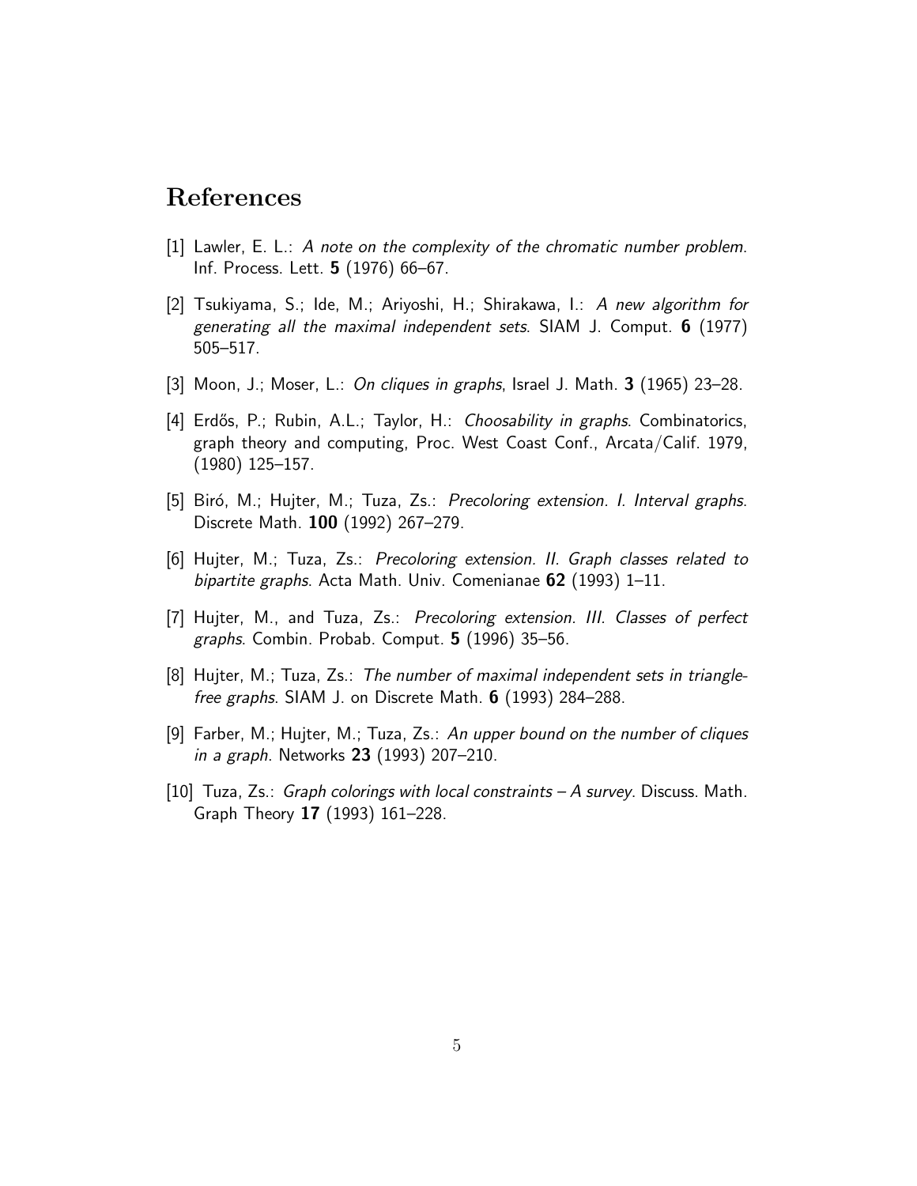## References

[1] Lawler, E. L.: *A note on the complexity of the chromatic number problem*. Inf. Process. Lett. **5** (1976) 66–67.

[2] Tsukiyama, S.; Ide, M.; Ariyoshi, H.; Shirakawa, I.: *A new algorithm for generating all the maximal independent sets*. SIAM J. Comput. **6** (1977) 505–517.

[3] Moon, J.; Moser, L.: *On cliques in graphs*, Israel J. Math. **3** (1965) 23–28.

[4] Erdős, P.; Rubin, A.L.; Taylor, H.: *Choosability in graphs*. Combinatorics, graph theory and computing, Proc. West Coast Conf., Arcata/Calif. 1979, (1980) 125–157.

[5] Biró, M.; Hujter, M.; Tuza, Zs.: *Precoloring extension. I. Interval graphs*. Discrete Math. **100** (1992) 267–279.

[6] Hujter, M.; Tuza, Zs.: *Precoloring extension. II. Graph classes related to bipartite graphs*. Acta Math. Univ. Comenianae **62** (1993) 1–11.

[7] Hujter, M., and Tuza, Zs.: *Precoloring extension. III. Classes of perfect graphs*. Combin. Probab. Comput. **5** (1996) 35–56.

[8] Hujter, M.; Tuza, Zs.: *The number of maximal independent sets in triangle-free graphs.* SIAM J. on Discrete Math. **6** (1993) 284–288.

[9] Farber, M.; Hujter, M.; Tuza, Zs.: *An upper bound on the number of cliques in a graph*. Networks **23** (1993) 207–210.

[10] Tuza, Zs.: *Graph colorings with local constraints – A survey*. Discuss. Math. Graph Theory **17** (1993) 161–228.